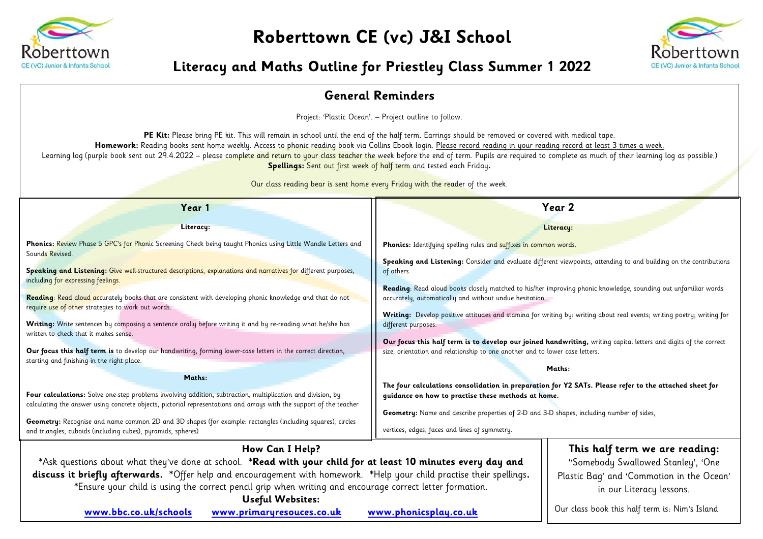# Roberttown CE (vc) J&I School

## Literacy and Maths Outline for Priestley Class Summer 1 2022

### General Reminders

Project: 'Plastic Ocean'. – Project outline to follow.

**PE Kit:** Please bring PE kit. This will remain in school until the end of the half term. Earrings should be removed or covered with medical tape.
**Homework:** Reading books sent home weekly. Access to phonic reading book via Collins Ebook login. Please record reading in your reading record at least 3 times a week.
Learning log (purple book sent out 29.4.2022 – please complete and return to your class teacher the week before the end of term. Pupils are required to complete as much of their learning log as possible.)
**Spellings:** Sent out first week of half term and tested each Friday**.**

Our class reading bear is sent home every Friday with the reader of the week.

### Year 1

**Literacy:**

**Phonics:** Review Phase 5 GPC's for Phonic Screening Check being taught Phonics using Little Wandle Letters and Sounds Revised.

**Speaking and Listening:** Give well-structured descriptions, explanations and narratives for different purposes, including for expressing feelings.

**Reading**: Read aloud accurately books that are consistent with developing phonic knowledge and that do not require use of other strategies to work out words.

**Writing:** Write sentences by composing a sentence orally before writing it and by re-reading what he/she has written to check that it makes sense.

**Our focus this half term is** to develop our handwriting, forming lower-case letters in the correct direction, starting and finishing in the right place.

**Maths:**

**Four calculations:** Solve one-step problems involving addition, subtraction, multiplication and division, by calculating the answer using concrete objects, pictorial representations and arrays with the support of the teacher

**Geometry:** Recognise and name common 2D and 3D shapes (for example: rectangles (including squares), circles and triangles, cuboids (including cubes), pyramids, spheres)

### Year 2

**Literacy:**

**Phonics:** Identifying spelling rules and suffixes in common words.

**Speaking and Listening:** Consider and evaluate different viewpoints, attending to and building on the contributions of others.

**Reading**: Read aloud books closely matched to his/her improving phonic knowledge, sounding out unfamiliar words accurately, automatically and without undue hesitation.

**Writing:** Develop positive attitudes and stamina for writing by: writing about real events; writing poetry; writing for different purposes.

**Our focus this half term is to develop our joined handwriting,** writing capital letters and digits of the correct size, orientation and relationship to one another and to lower case letters.

**Maths:**

**The four calculations consolidation in preparation for Y2 SATs. Please refer to the attached sheet for guidance on how to practise these methods at home.**

**Geometry:** Name and describe properties of 2-D and 3-D shapes, including number of sides,

vertices, edges, faces and lines of symmetry.

### How Can I Help?

*Ask questions about what they've done at school. ***Read with your child for at least 10 minutes every day and discuss it briefly afterwards.** *Offer help and encouragement with homework. *Help your child practise their spellings**.** *Ensure your child is using the correct pencil grip when writing and encourage correct letter formation.

**Useful Websites:**

**www.bbc.co.uk/schools** **www.primaryresouces.co.uk** **www.phonicsplay.co.uk**

### This half term we are reading:

"Somebody Swallowed Stanley', 'One Plastic Bag' and 'Commotion in the Ocean' in our Literacy lessons.

Our class book this half term is: Nim's Island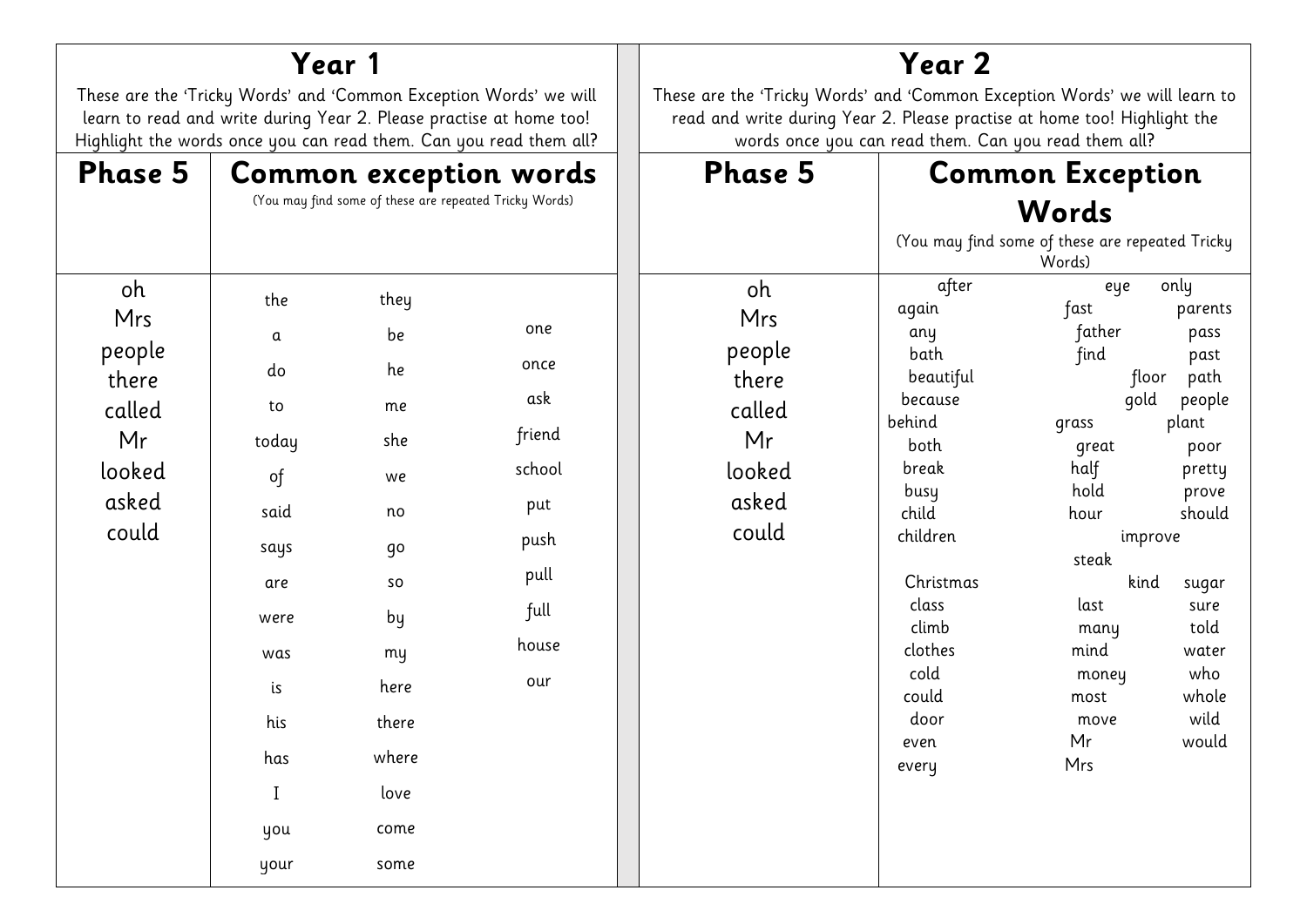## Year 1

These are the 'Tricky Words' and 'Common Exception Words' we will learn to read and write during Year 2. Please practise at home too! Highlight the words once you can read them. Can you read them all?

| Phase 5 | Common exception words<br>(You may find some of these are repeated Tricky Words) | | |
|---|---|---|---|
| oh | the | they | one |
| Mrs | a | be | once |
| people | do | he | ask |
| there | to | me | friend |
| called | today | she | school |
| Mr | of | we | put |
| looked | said | no | push |
| asked | says | go | pull |
| could | are | so | full |
| | were | by | house |
| | was | my | our |
| | is | here | |
| | his | there | |
| | has | where | |
| | I | love | |
| | you | come | |
| | your | some | |

## Year 2

These are the 'Tricky Words' and 'Common Exception Words' we will learn to read and write during Year 2. Please practise at home too! Highlight the words once you can read them. Can you read them all?

| Phase 5 | Common Exception Words<br>(You may find some of these are repeated Tricky Words) | | |
|---|---|---|---|
| oh | after | eye | only |
| Mrs | again | fast | parents |
| people | any | father | pass |
| there | bath | find | past |
| called | beautiful | floor | path |
| Mr | because | gold | people |
| looked | behind | grass | plant |
| asked | both | great | poor |
| could | break | half | pretty |
| | busy | hold | prove |
| | child | hour | should |
| | children | improve | |
| | | steak | |
| | Christmas | kind | sugar |
| | class | last | sure |
| | climb | many | told |
| | clothes | mind | water |
| | cold | money | who |
| | could | most | whole |
| | door | move | wild |
| | even | Mr | would |
| | every | Mrs | |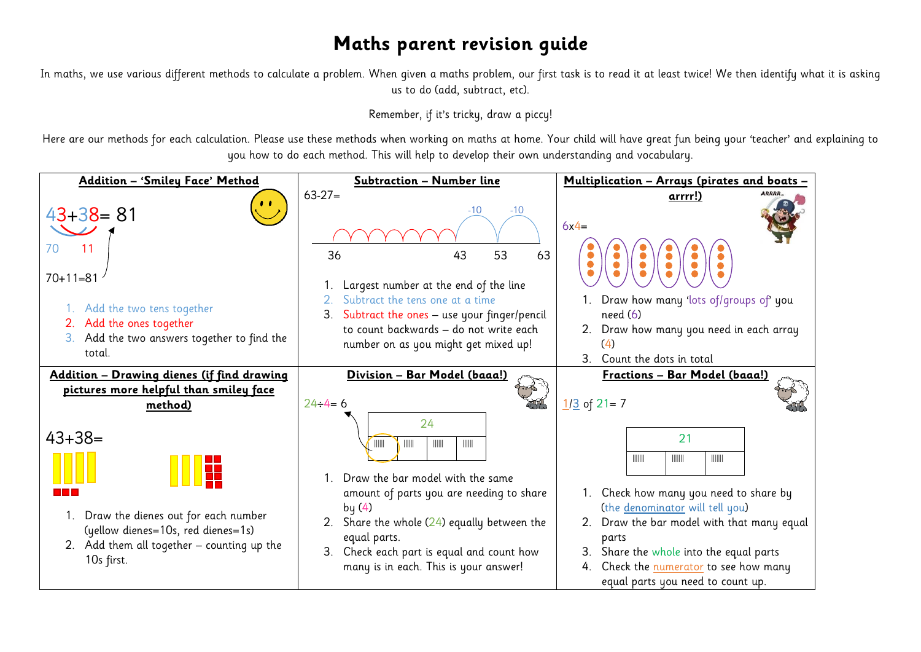# Maths parent revision guide

In maths, we use various different methods to calculate a problem. When given a maths problem, our first task is to read it at least twice! We then identify what it is asking us to do (add, subtract, etc).

Remember, if it's tricky, draw a piccy!

Here are our methods for each calculation. Please use these methods when working on maths at home. Your child will have great fun being your 'teacher' and explaining to you how to do each method. This will help to develop their own understanding and vocabulary.

## Addition – 'Smiley Face' Method

43+38= 81

70 11

70+11=81

1. Add the two tens together
2. Add the ones together
3. Add the two answers together to find the total.

## Subtraction – Number line

63-27=

-10 -10

36 43 53 63

1. Largest number at the end of the line
2. Subtract the tens one at a time
3. Subtract the ones – use your finger/pencil to count backwards – do not write each number on as you might get mixed up!

## Multiplication – Arrays (pirates and boats – arrrr!)

ARRRR...

6x4=

1. Draw how many 'lots of/groups of' you need (6)
2. Draw how many you need in each array (4)
3. Count the dots in total

## Addition – Drawing dienes (if find drawing pictures more helpful than smiley face method)

43+38=

1. Draw the dienes out for each number (yellow dienes=10s, red dienes=1s)
2. Add them all together – counting up the 10s first.

## Division – Bar Model (baaa!)

24÷4= 6

| 24 | | | |
|---|---|---|---|
| IIIIII | IIIIII | IIIIII | IIIIII |

1. Draw the bar model with the same amount of parts you are needing to share by (4)
2. Share the whole (24) equally between the equal parts.
3. Check each part is equal and count how many is in each. This is your answer!

## Fractions – Bar Model (baaa!)

1/3 of 21= 7

| 21 | | |
|---|---|---|
| IIIIIII | IIIIIII | IIIIIII |

1. Check how many you need to share by (the denominator will tell you)
2. Draw the bar model with that many equal parts
3. Share the whole into the equal parts
4. Check the numerator to see how many equal parts you need to count up.